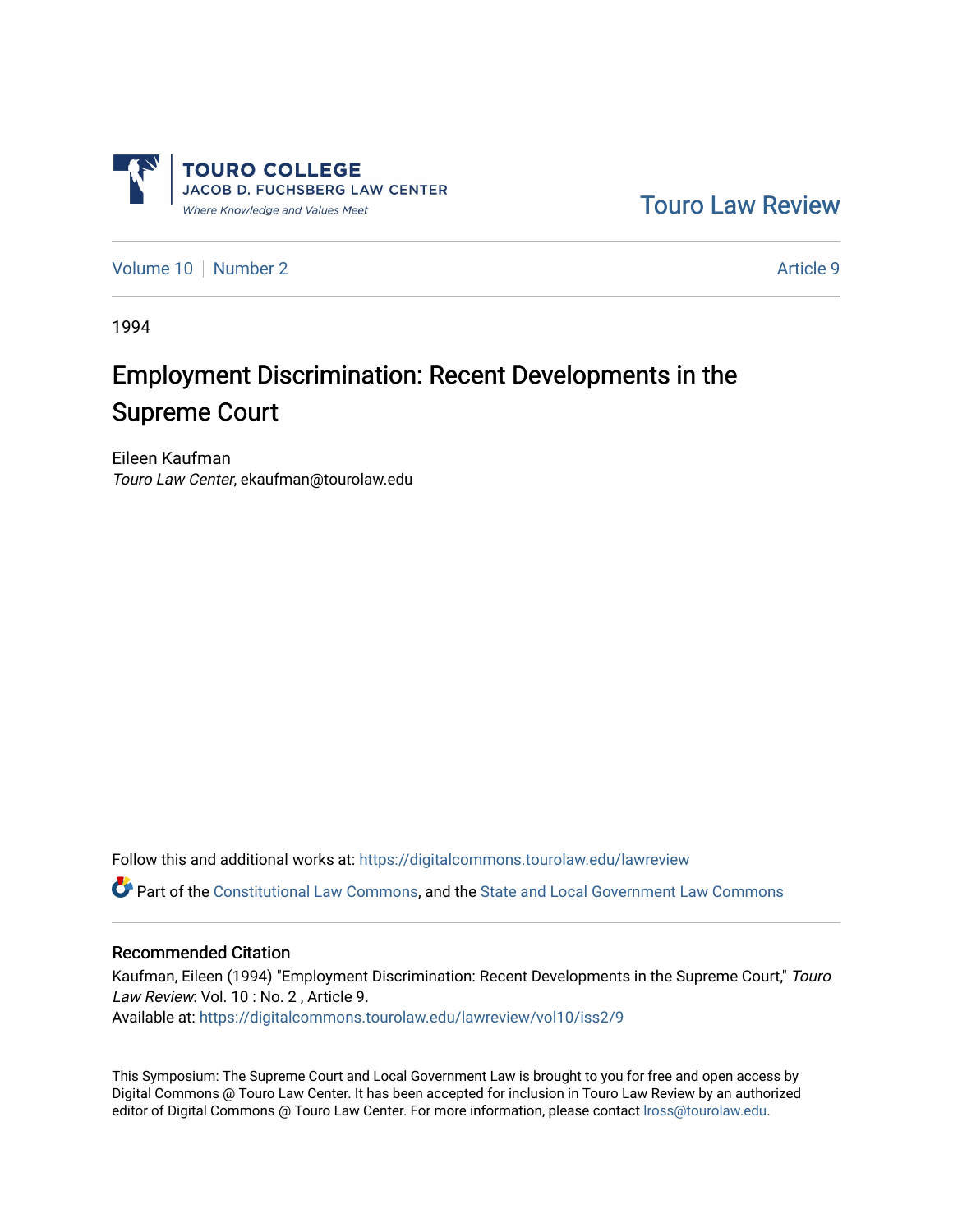TOURO COLLEGE
JACOB D. FUCHSBERG LAW CENTER
*Where Knowledge and Values Meet*

Touro Law Review

Volume 10 | Number 2 | Article 9

1994

# Employment Discrimination: Recent Developments in the Supreme Court

Eileen Kaufman
*Touro Law Center*, ekaufman@tourolaw.edu

Follow this and additional works at: https://digitalcommons.tourolaw.edu/lawreview

Part of the Constitutional Law Commons, and the State and Local Government Law Commons

## Recommended Citation

Kaufman, Eileen (1994) "Employment Discrimination: Recent Developments in the Supreme Court," *Touro Law Review*: Vol. 10 : No. 2 , Article 9.
Available at: https://digitalcommons.tourolaw.edu/lawreview/vol10/iss2/9

This Symposium: The Supreme Court and Local Government Law is brought to you for free and open access by Digital Commons @ Touro Law Center. It has been accepted for inclusion in Touro Law Review by an authorized editor of Digital Commons @ Touro Law Center. For more information, please contact lross@tourolaw.edu.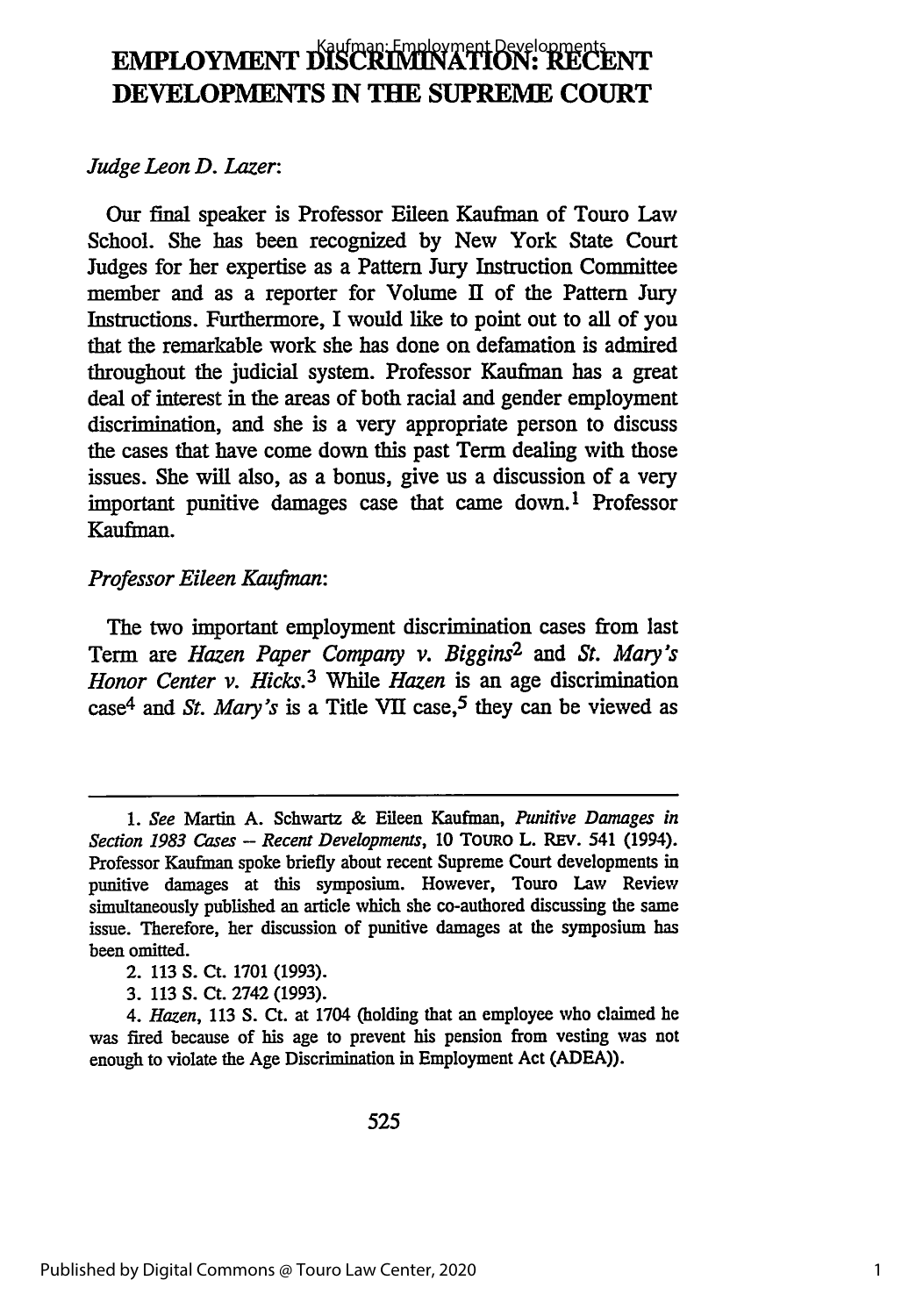# EMPLOYMENT DISCRIMINATION: RECENT DEVELOPMENTS IN THE SUPREME COURT

*Judge Leon D. Lazer*:

Our final speaker is Professor Eileen Kaufman of Touro Law School. She has been recognized by New York State Court Judges for her expertise as a Pattern Jury Instruction Committee member and as a reporter for Volume II of the Pattern Jury Instructions. Furthermore, I would like to point out to all of you that the remarkable work she has done on defamation is admired throughout the judicial system. Professor Kaufman has a great deal of interest in the areas of both racial and gender employment discrimination, and she is a very appropriate person to discuss the cases that have come down this past Term dealing with those issues. She will also, as a bonus, give us a discussion of a very important punitive damages case that came down.[1] Professor Kaufman.

*Professor Eileen Kaufman*:

The two important employment discrimination cases from last Term are *Hazen Paper Company v. Biggins*[2] and *St. Mary's Honor Center v. Hicks*.[3] While *Hazen* is an age discrimination case[4] and *St. Mary's* is a Title VII case,[5] they can be viewed as

---

1. *See* Martin A. Schwartz & Eileen Kaufman, *Punitive Damages in Section 1983 Cases – Recent Developments*, 10 TOURO L. REV. 541 (1994). Professor Kaufman spoke briefly about recent Supreme Court developments in punitive damages at this symposium. However, Touro Law Review simultaneously published an article which she co-authored discussing the same issue. Therefore, her discussion of punitive damages at the symposium has been omitted.

2. 113 S. Ct. 1701 (1993).

3. 113 S. Ct. 2742 (1993).

4. *Hazen*, 113 S. Ct. at 1704 (holding that an employee who claimed he was fired because of his age to prevent his pension from vesting was not enough to violate the Age Discrimination in Employment Act (ADEA)).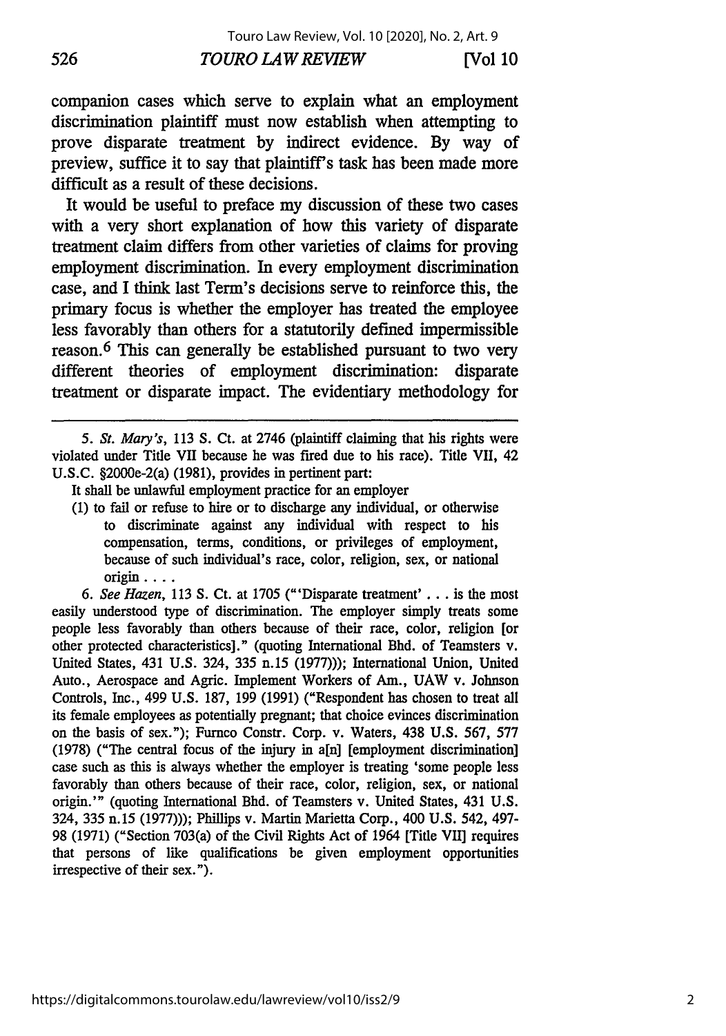companion cases which serve to explain what an employment discrimination plaintiff must now establish when attempting to prove disparate treatment by indirect evidence. By way of preview, suffice it to say that plaintiff's task has been made more difficult as a result of these decisions.

It would be useful to preface my discussion of these two cases with a very short explanation of how this variety of disparate treatment claim differs from other varieties of claims for proving employment discrimination. In every employment discrimination case, and I think last Term's decisions serve to reinforce this, the primary focus is whether the employer has treated the employee less favorably than others for a statutorily defined impermissible reason.[6] This can generally be established pursuant to two very different theories of employment discrimination: disparate treatment or disparate impact. The evidentiary methodology for

---

5. *St. Mary's*, 113 S. Ct. at 2746 (plaintiff claiming that his rights were violated under Title VII because he was fired due to his race). Title VII, 42 U.S.C. §2000e-2(a) (1981), provides in pertinent part:

> It shall be unlawful employment practice for an employer
>
> (1) to fail or refuse to hire or to discharge any individual, or otherwise to discriminate against any individual with respect to his compensation, terms, conditions, or privileges of employment, because of such individual's race, color, religion, sex, or national origin . . . .

6. *See Hazen*, 113 S. Ct. at 1705 ("'Disparate treatment' . . . is the most easily understood type of discrimination. The employer simply treats some people less favorably than others because of their race, color, religion [or other protected characteristics]." (quoting International Bhd. of Teamsters v. United States, 431 U.S. 324, 335 n.15 (1977))); International Union, United Auto., Aerospace and Agric. Implement Workers of Am., UAW v. Johnson Controls, Inc., 499 U.S. 187, 199 (1991) ("Respondent has chosen to treat all its female employees as potentially pregnant; that choice evinces discrimination on the basis of sex."); Furnco Constr. Corp. v. Waters, 438 U.S. 567, 577 (1978) ("The central focus of the injury in a[n] [employment discrimination] case such as this is always whether the employer is treating 'some people less favorably than others because of their race, color, religion, sex, or national origin.'" (quoting International Bhd. of Teamsters v. United States, 431 U.S. 324, 335 n.15 (1977))); Phillips v. Martin Marietta Corp., 400 U.S. 542, 497-98 (1971) ("Section 703(a) of the Civil Rights Act of 1964 [Title VII] requires that persons of like qualifications be given employment opportunities irrespective of their sex.").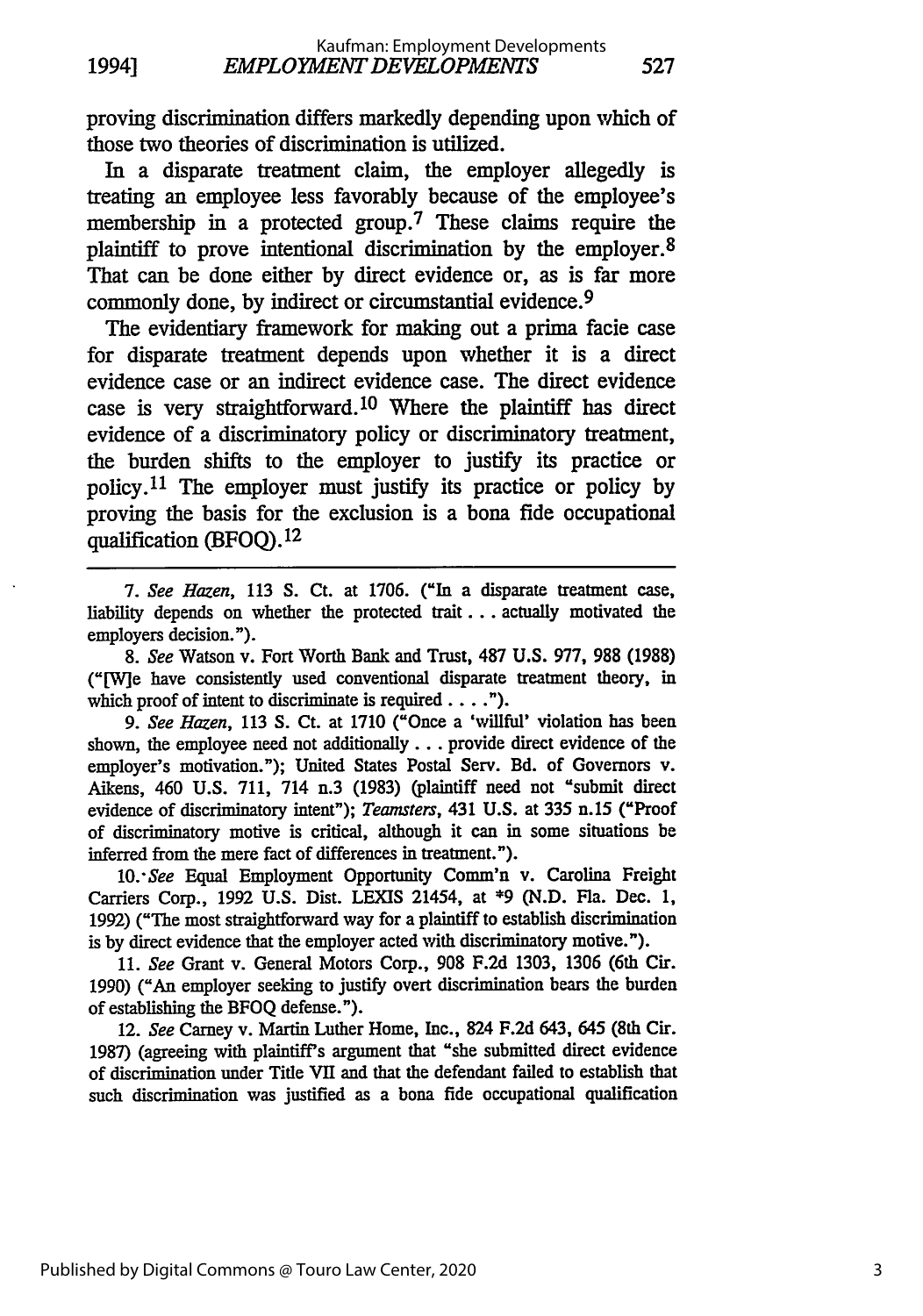proving discrimination differs markedly depending upon which of those two theories of discrimination is utilized.

In a disparate treatment claim, the employer allegedly is treating an employee less favorably because of the employee's membership in a protected group.[7] These claims require the plaintiff to prove intentional discrimination by the employer.[8] That can be done either by direct evidence or, as is far more commonly done, by indirect or circumstantial evidence.[9]

The evidentiary framework for making out a prima facie case for disparate treatment depends upon whether it is a direct evidence case or an indirect evidence case. The direct evidence case is very straightforward.[10] Where the plaintiff has direct evidence of a discriminatory policy or discriminatory treatment, the burden shifts to the employer to justify its practice or policy.[11] The employer must justify its practice or policy by proving the basis for the exclusion is a bona fide occupational qualification (BFOQ).[12]

---

7. *See Hazen*, 113 S. Ct. at 1706. ("In a disparate treatment case, liability depends on whether the protected trait . . . actually motivated the employers decision.").

8. *See* Watson v. Fort Worth Bank and Trust, 487 U.S. 977, 988 (1988) ("[W]e have consistently used conventional disparate treatment theory, in which proof of intent to discriminate is required . . . .").

9. *See Hazen*, 113 S. Ct. at 1710 ("Once a 'willful' violation has been shown, the employee need not additionally . . . provide direct evidence of the employer's motivation."); United States Postal Serv. Bd. of Governors v. Aikens, 460 U.S. 711, 714 n.3 (1983) (plaintiff need not "submit direct evidence of discriminatory intent"); *Teamsters*, 431 U.S. at 335 n.15 ("Proof of discriminatory motive is critical, although it can in some situations be inferred from the mere fact of differences in treatment.").

10. *See* Equal Employment Opportunity Comm'n v. Carolina Freight Carriers Corp., 1992 U.S. Dist. LEXIS 21454, at *9 (N.D. Fla. Dec. 1, 1992) ("The most straightforward way for a plaintiff to establish discrimination is by direct evidence that the employer acted with discriminatory motive.").

11. *See* Grant v. General Motors Corp., 908 F.2d 1303, 1306 (6th Cir. 1990) ("An employer seeking to justify overt discrimination bears the burden of establishing the BFOQ defense.").

12. *See* Carney v. Martin Luther Home, Inc., 824 F.2d 643, 645 (8th Cir. 1987) (agreeing with plaintiff's argument that "she submitted direct evidence of discrimination under Title VII and that the defendant failed to establish that such discrimination was justified as a bona fide occupational qualification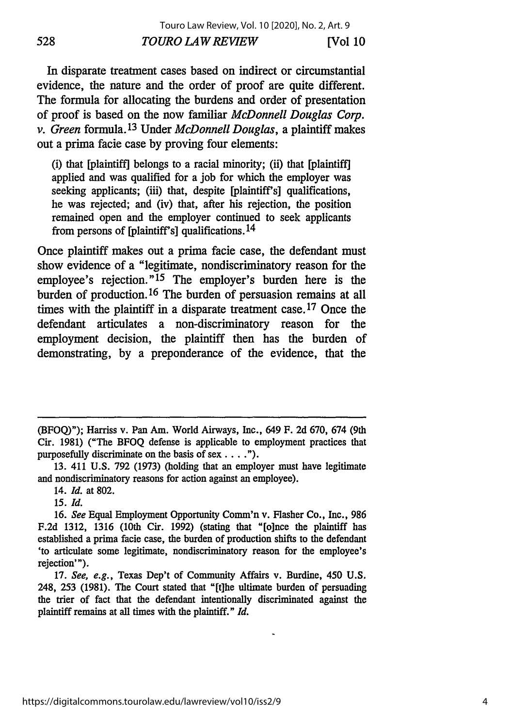In disparate treatment cases based on indirect or circumstantial evidence, the nature and the order of proof are quite different. The formula for allocating the burdens and order of presentation of proof is based on the now familiar *McDonnell Douglas Corp. v. Green* formula.[13] Under *McDonnell Douglas*, a plaintiff makes out a prima facie case by proving four elements:

> (i) that [plaintiff] belongs to a racial minority; (ii) that [plaintiff] applied and was qualified for a job for which the employer was seeking applicants; (iii) that, despite [plaintiff's] qualifications, he was rejected; and (iv) that, after his rejection, the position remained open and the employer continued to seek applicants from persons of [plaintiff's] qualifications.[14]

Once plaintiff makes out a prima facie case, the defendant must show evidence of a "legitimate, nondiscriminatory reason for the employee's rejection."[15] The employer's burden here is the burden of production.[16] The burden of persuasion remains at all times with the plaintiff in a disparate treatment case.[17] Once the defendant articulates a non-discriminatory reason for the employment decision, the plaintiff then has the burden of demonstrating, by a preponderance of the evidence, that the

---

(BFOQ)"); Harriss v. Pan Am. World Airways, Inc., 649 F. 2d 670, 674 (9th Cir. 1981) ("The BFOQ defense is applicable to employment practices that purposefully discriminate on the basis of sex . . . .").

13. 411 U.S. 792 (1973) (holding that an employer must have legitimate and nondiscriminatory reasons for action against an employee).

14. *Id.* at 802.

15. *Id.*

16. *See* Equal Employment Opportunity Comm'n v. Flasher Co., Inc., 986 F.2d 1312, 1316 (10th Cir. 1992) (stating that "[o]nce the plaintiff has established a prima facie case, the burden of production shifts to the defendant 'to articulate some legitimate, nondiscriminatory reason for the employee's rejection'").

17. *See, e.g.*, Texas Dep't of Community Affairs v. Burdine, 450 U.S. 248, 253 (1981). The Court stated that "[t]he ultimate burden of persuading the trier of fact that the defendant intentionally discriminated against the plaintiff remains at all times with the plaintiff." *Id.*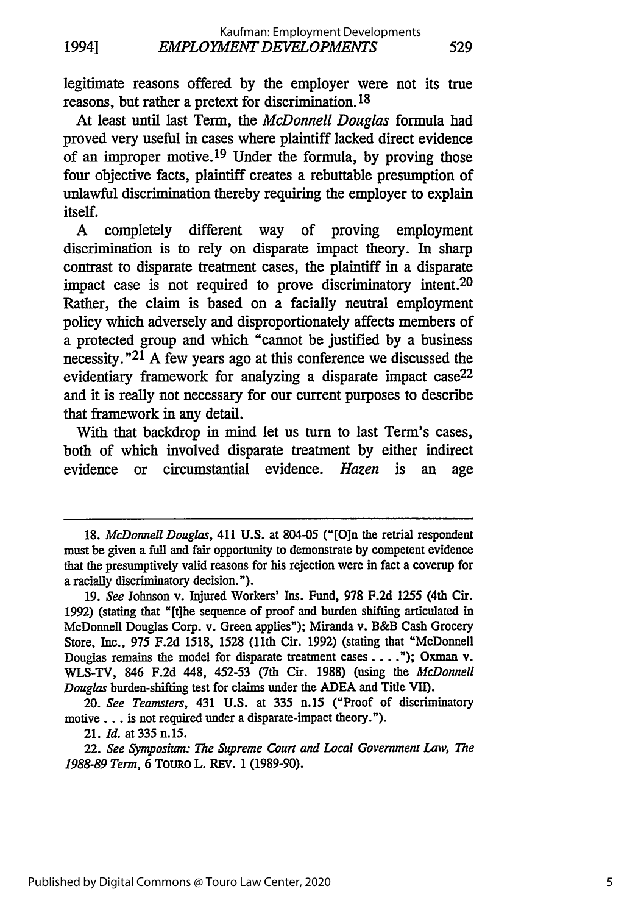legitimate reasons offered by the employer were not its true reasons, but rather a pretext for discrimination.[18]

At least until last Term, the *McDonnell Douglas* formula had proved very useful in cases where plaintiff lacked direct evidence of an improper motive.[19] Under the formula, by proving those four objective facts, plaintiff creates a rebuttable presumption of unlawful discrimination thereby requiring the employer to explain itself.

A completely different way of proving employment discrimination is to rely on disparate impact theory. In sharp contrast to disparate treatment cases, the plaintiff in a disparate impact case is not required to prove discriminatory intent.[20] Rather, the claim is based on a facially neutral employment policy which adversely and disproportionately affects members of a protected group and which "cannot be justified by a business necessity."[21] A few years ago at this conference we discussed the evidentiary framework for analyzing a disparate impact case[22] and it is really not necessary for our current purposes to describe that framework in any detail.

With that backdrop in mind let us turn to last Term's cases, both of which involved disparate treatment by either indirect evidence or circumstantial evidence. *Hazen* is an age

---

18. *McDonnell Douglas*, 411 U.S. at 804-05 ("[O]n the retrial respondent must be given a full and fair opportunity to demonstrate by competent evidence that the presumptively valid reasons for his rejection were in fact a coverup for a racially discriminatory decision.").

19. *See* Johnson v. Injured Workers' Ins. Fund, 978 F.2d 1255 (4th Cir. 1992) (stating that "[t]he sequence of proof and burden shifting articulated in McDonnell Douglas Corp. v. Green applies"); Miranda v. B&B Cash Grocery Store, Inc., 975 F.2d 1518, 1528 (11th Cir. 1992) (stating that "McDonnell Douglas remains the model for disparate treatment cases . . . ."); Oxman v. WLS-TV, 846 F.2d 448, 452-53 (7th Cir. 1988) (using the *McDonnell Douglas* burden-shifting test for claims under the ADEA and Title VII).

20. *See Teamsters*, 431 U.S. at 335 n.15 ("Proof of discriminatory motive . . . is not required under a disparate-impact theory.").

21. *Id.* at 335 n.15.

22. *See Symposium: The Supreme Court and Local Government Law, The 1988-89 Term*, 6 TOURO L. REV. 1 (1989-90).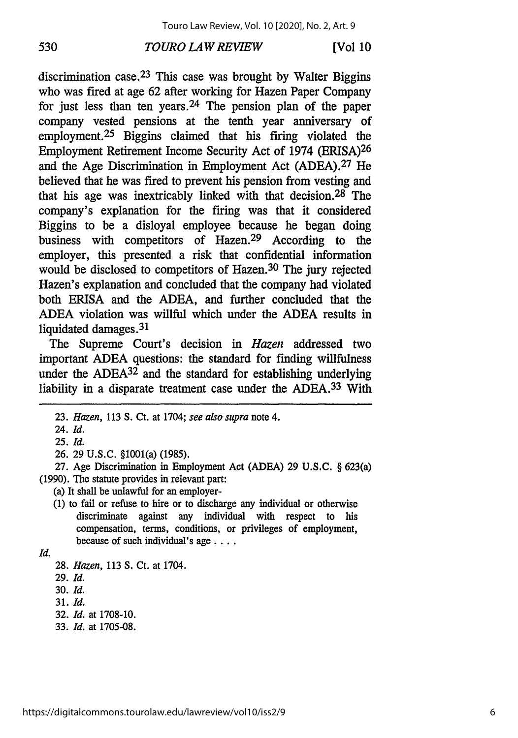discrimination case.[23] This case was brought by Walter Biggins who was fired at age 62 after working for Hazen Paper Company for just less than ten years.[24] The pension plan of the paper company vested pensions at the tenth year anniversary of employment.[25] Biggins claimed that his firing violated the Employment Retirement Income Security Act of 1974 (ERISA)[26] and the Age Discrimination in Employment Act (ADEA).[27] He believed that he was fired to prevent his pension from vesting and that his age was inextricably linked with that decision.[28] The company's explanation for the firing was that it considered Biggins to be a disloyal employee because he began doing business with competitors of Hazen.[29] According to the employer, this presented a risk that confidential information would be disclosed to competitors of Hazen.[30] The jury rejected Hazen's explanation and concluded that the company had violated both ERISA and the ADEA, and further concluded that the ADEA violation was willful which under the ADEA results in liquidated damages.[31]

The Supreme Court's decision in *Hazen* addressed two important ADEA questions: the standard for finding willfulness under the ADEA[32] and the standard for establishing underlying liability in a disparate treatment case under the ADEA.[33] With

---

23. *Hazen*, 113 S. Ct. at 1704; *see also supra* note 4.

24. *Id.*

25. *Id.*

26. 29 U.S.C. §1001(a) (1985).

27. Age Discrimination in Employment Act (ADEA) 29 U.S.C. § 623(a) (1990). The statute provides in relevant part:

> (a) It shall be unlawful for an employer-
>
> (1) to fail or refuse to hire or to discharge any individual or otherwise discriminate against any individual with respect to his compensation, terms, conditions, or privileges of employment, because of such individual's age . . . .

*Id.*

28. *Hazen*, 113 S. Ct. at 1704.

29. *Id.*

30. *Id.*

31. *Id.*

32. *Id.* at 1708-10.

33. *Id.* at 1705-08.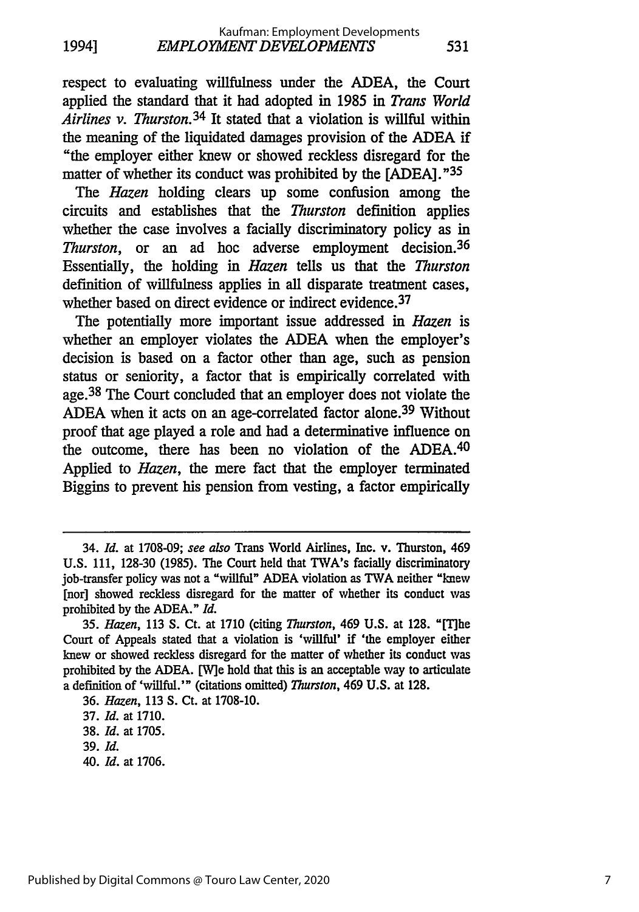respect to evaluating willfulness under the ADEA, the Court applied the standard that it had adopted in 1985 in *Trans World Airlines v. Thurston*.[34] It stated that a violation is willful within the meaning of the liquidated damages provision of the ADEA if "the employer either knew or showed reckless disregard for the matter of whether its conduct was prohibited by the [ADEA]."[35]

The *Hazen* holding clears up some confusion among the circuits and establishes that the *Thurston* definition applies whether the case involves a facially discriminatory policy as in *Thurston*, or an ad hoc adverse employment decision.[36] Essentially, the holding in *Hazen* tells us that the *Thurston* definition of willfulness applies in all disparate treatment cases, whether based on direct evidence or indirect evidence.[37]

The potentially more important issue addressed in *Hazen* is whether an employer violates the ADEA when the employer's decision is based on a factor other than age, such as pension status or seniority, a factor that is empirically correlated with age.[38] The Court concluded that an employer does not violate the ADEA when it acts on an age-correlated factor alone.[39] Without proof that age played a role and had a determinative influence on the outcome, there has been no violation of the ADEA.[40] Applied to *Hazen*, the mere fact that the employer terminated Biggins to prevent his pension from vesting, a factor empirically

---

34. *Id.* at 1708-09; *see also* Trans World Airlines, Inc. v. Thurston, 469 U.S. 111, 128-30 (1985). The Court held that TWA's facially discriminatory job-transfer policy was not a "willful" ADEA violation as TWA neither "knew [nor] showed reckless disregard for the matter of whether its conduct was prohibited by the ADEA." *Id.*

35. *Hazen*, 113 S. Ct. at 1710 (citing *Thurston*, 469 U.S. at 128. "[T]he Court of Appeals stated that a violation is 'willful' if 'the employer either knew or showed reckless disregard for the matter of whether its conduct was prohibited by the ADEA. [W]e hold that this is an acceptable way to articulate a definition of 'willful.'" (citations omitted) *Thurston*, 469 U.S. at 128.

36. *Hazen*, 113 S. Ct. at 1708-10.

37. *Id.* at 1710.

38. *Id.* at 1705.

39. *Id.*

40. *Id.* at 1706.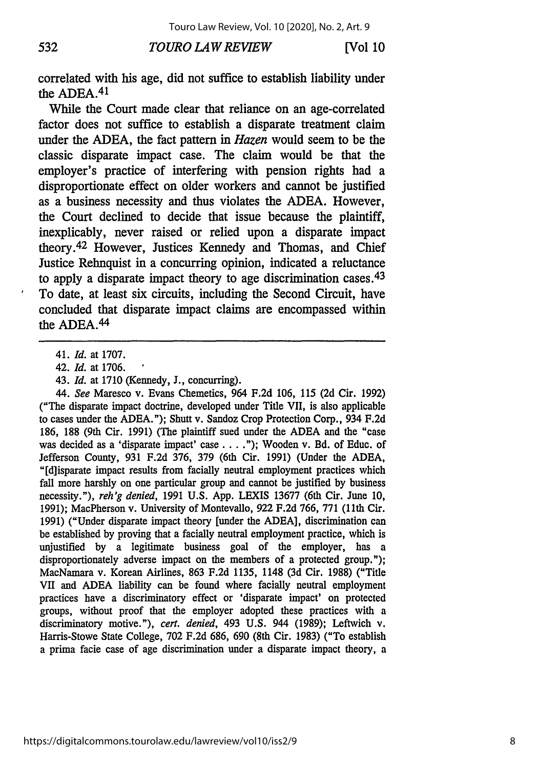correlated with his age, did not suffice to establish liability under the ADEA.[41]

While the Court made clear that reliance on an age-correlated factor does not suffice to establish a disparate treatment claim under the ADEA, the fact pattern in *Hazen* would seem to be the classic disparate impact case. The claim would be that the employer's practice of interfering with pension rights had a disproportionate effect on older workers and cannot be justified as a business necessity and thus violates the ADEA. However, the Court declined to decide that issue because the plaintiff, inexplicably, never raised or relied upon a disparate impact theory.[42] However, Justices Kennedy and Thomas, and Chief Justice Rehnquist in a concurring opinion, indicated a reluctance to apply a disparate impact theory to age discrimination cases.[43] To date, at least six circuits, including the Second Circuit, have concluded that disparate impact claims are encompassed within the ADEA.[44]

---

41. *Id.* at 1707.

42. *Id.* at 1706.

43. *Id.* at 1710 (Kennedy, J., concurring).

44. *See* Maresco v. Evans Chemetics, 964 F.2d 106, 115 (2d Cir. 1992) ("The disparate impact doctrine, developed under Title VII, is also applicable to cases under the ADEA."); Shutt v. Sandoz Crop Protection Corp., 934 F.2d 186, 188 (9th Cir. 1991) (The plaintiff sued under the ADEA and the "case was decided as a 'disparate impact' case . . . ."); Wooden v. Bd. of Educ. of Jefferson County, 931 F.2d 376, 379 (6th Cir. 1991) (Under the ADEA, "[d]isparate impact results from facially neutral employment practices which fall more harshly on one particular group and cannot be justified by business necessity."), *reh'g denied*, 1991 U.S. App. LEXIS 13677 (6th Cir. June 10, 1991); MacPherson v. University of Montevallo, 922 F.2d 766, 771 (11th Cir. 1991) ("Under disparate impact theory [under the ADEA], discrimination can be established by proving that a facially neutral employment practice, which is unjustified by a legitimate business goal of the employer, has a disproportionately adverse impact on the members of a protected group."); MacNamara v. Korean Airlines, 863 F.2d 1135, 1148 (3d Cir. 1988) ("Title VII and ADEA liability can be found where facially neutral employment practices have a discriminatory effect or 'disparate impact' on protected groups, without proof that the employer adopted these practices with a discriminatory motive."), *cert. denied*, 493 U.S. 944 (1989); Leftwich v. Harris-Stowe State College, 702 F.2d 686, 690 (8th Cir. 1983) ("To establish a prima facie case of age discrimination under a disparate impact theory, a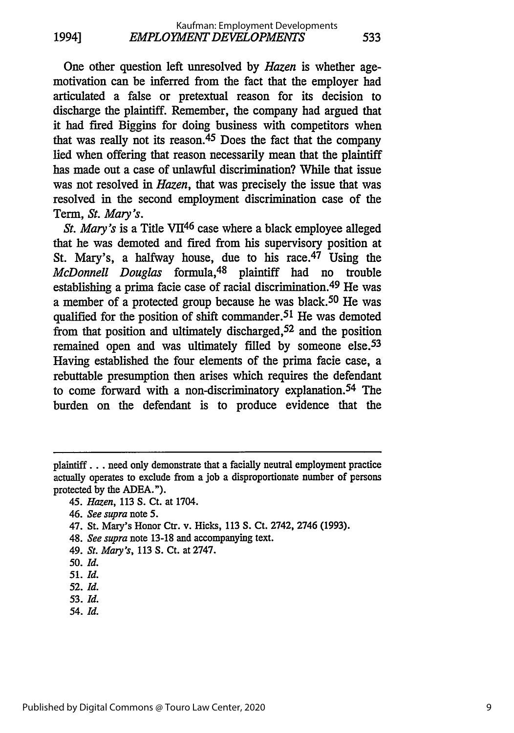One other question left unresolved by *Hazen* is whether age-motivation can be inferred from the fact that the employer had articulated a false or pretextual reason for its decision to discharge the plaintiff. Remember, the company had argued that it had fired Biggins for doing business with competitors when that was really not its reason.[45] Does the fact that the company lied when offering that reason necessarily mean that the plaintiff has made out a case of unlawful discrimination? While that issue was not resolved in *Hazen*, that was precisely the issue that was resolved in the second employment discrimination case of the Term, *St. Mary's*.

*St. Mary's* is a Title VII[46] case where a black employee alleged that he was demoted and fired from his supervisory position at St. Mary's, a halfway house, due to his race.[47] Using the *McDonnell Douglas* formula,[48] plaintiff had no trouble establishing a prima facie case of racial discrimination.[49] He was a member of a protected group because he was black.[50] He was qualified for the position of shift commander.[51] He was demoted from that position and ultimately discharged,[52] and the position remained open and was ultimately filled by someone else.[53] Having established the four elements of the prima facie case, a rebuttable presumption then arises which requires the defendant to come forward with a non-discriminatory explanation.[54] The burden on the defendant is to produce evidence that the

---

plaintiff . . . need only demonstrate that a facially neutral employment practice actually operates to exclude from a job a disproportionate number of persons protected by the ADEA.").

45. *Hazen*, 113 S. Ct. at 1704.

46. *See supra* note 5.

47. St. Mary's Honor Ctr. v. Hicks, 113 S. Ct. 2742, 2746 (1993).

48. *See supra* note 13-18 and accompanying text.

49. *St. Mary's*, 113 S. Ct. at 2747.

50. *Id.*

51. *Id.*

52. *Id.*

53. *Id.*

54. *Id.*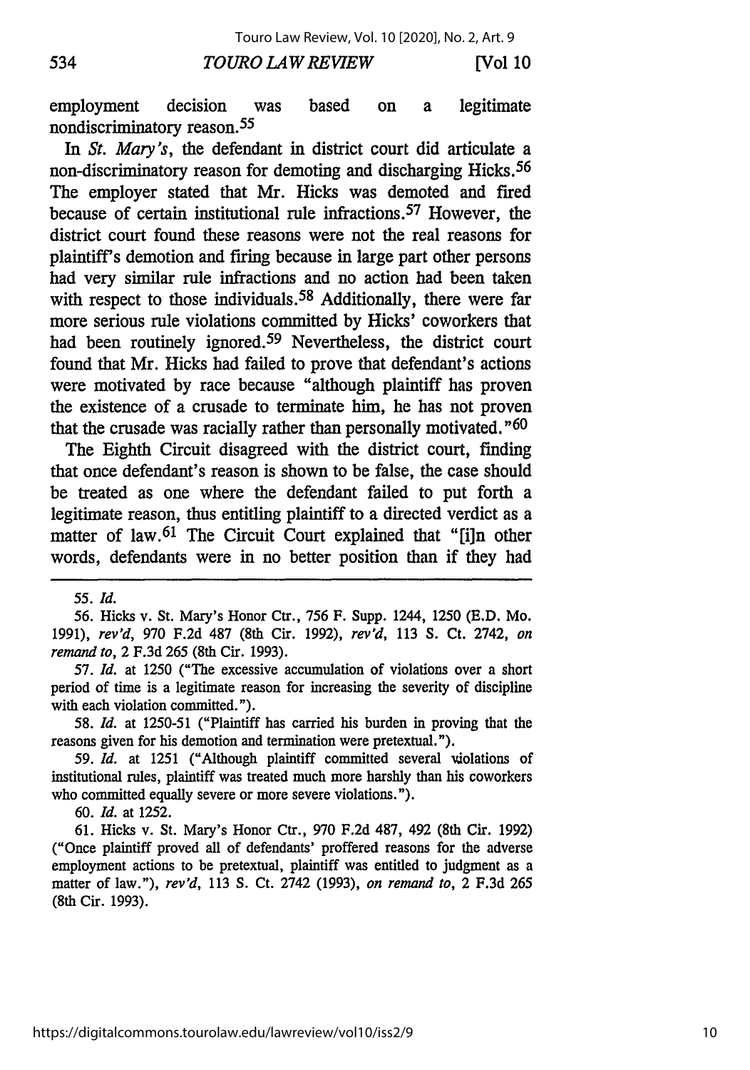employment decision was based on a legitimate nondiscriminatory reason.[55]

In *St. Mary's*, the defendant in district court did articulate a non-discriminatory reason for demoting and discharging Hicks.[56] The employer stated that Mr. Hicks was demoted and fired because of certain institutional rule infractions.[57] However, the district court found these reasons were not the real reasons for plaintiff's demotion and firing because in large part other persons had very similar rule infractions and no action had been taken with respect to those individuals.[58] Additionally, there were far more serious rule violations committed by Hicks' coworkers that had been routinely ignored.[59] Nevertheless, the district court found that Mr. Hicks had failed to prove that defendant's actions were motivated by race because "although plaintiff has proven the existence of a crusade to terminate him, he has not proven that the crusade was racially rather than personally motivated."[60]

The Eighth Circuit disagreed with the district court, finding that once defendant's reason is shown to be false, the case should be treated as one where the defendant failed to put forth a legitimate reason, thus entitling plaintiff to a directed verdict as a matter of law.[61] The Circuit Court explained that "[i]n other words, defendants were in no better position than if they had

---

55. *Id.*

56. Hicks v. St. Mary's Honor Ctr., 756 F. Supp. 1244, 1250 (E.D. Mo. 1991), *rev'd*, 970 F.2d 487 (8th Cir. 1992), *rev'd*, 113 S. Ct. 2742, *on remand to*, 2 F.3d 265 (8th Cir. 1993).

57. *Id.* at 1250 ("The excessive accumulation of violations over a short period of time is a legitimate reason for increasing the severity of discipline with each violation committed.").

58. *Id.* at 1250-51 ("Plaintiff has carried his burden in proving that the reasons given for his demotion and termination were pretextual.").

59. *Id.* at 1251 ("Although plaintiff committed several violations of institutional rules, plaintiff was treated much more harshly than his coworkers who committed equally severe or more severe violations.").

60. *Id.* at 1252.

61. Hicks v. St. Mary's Honor Ctr., 970 F.2d 487, 492 (8th Cir. 1992) ("Once plaintiff proved all of defendants' proffered reasons for the adverse employment actions to be pretextual, plaintiff was entitled to judgment as a matter of law."), *rev'd*, 113 S. Ct. 2742 (1993), *on remand to*, 2 F.3d 265 (8th Cir. 1993).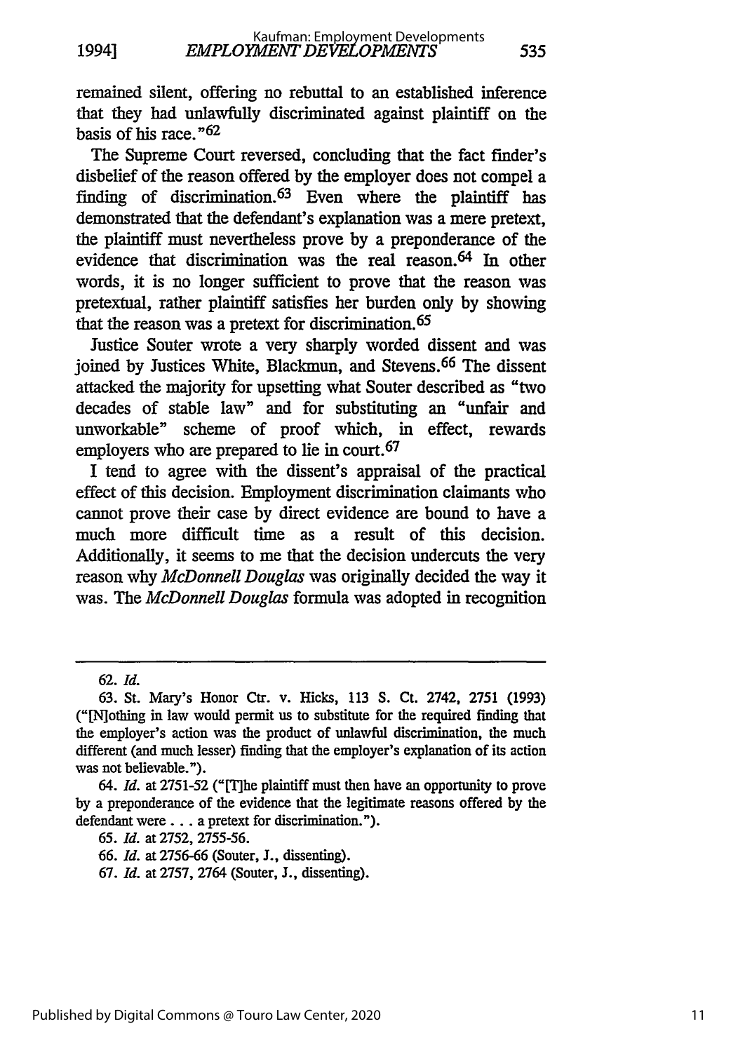remained silent, offering no rebuttal to an established inference that they had unlawfully discriminated against plaintiff on the basis of his race."[62]

The Supreme Court reversed, concluding that the fact finder's disbelief of the reason offered by the employer does not compel a finding of discrimination.[63] Even where the plaintiff has demonstrated that the defendant's explanation was a mere pretext, the plaintiff must nevertheless prove by a preponderance of the evidence that discrimination was the real reason.[64] In other words, it is no longer sufficient to prove that the reason was pretextual, rather plaintiff satisfies her burden only by showing that the reason was a pretext for discrimination.[65]

Justice Souter wrote a very sharply worded dissent and was joined by Justices White, Blackmun, and Stevens.[66] The dissent attacked the majority for upsetting what Souter described as "two decades of stable law" and for substituting an "unfair and unworkable" scheme of proof which, in effect, rewards employers who are prepared to lie in court.[67]

I tend to agree with the dissent's appraisal of the practical effect of this decision. Employment discrimination claimants who cannot prove their case by direct evidence are bound to have a much more difficult time as a result of this decision. Additionally, it seems to me that the decision undercuts the very reason why *McDonnell Douglas* was originally decided the way it was. The *McDonnell Douglas* formula was adopted in recognition

---

62. *Id.*

63. St. Mary's Honor Ctr. v. Hicks, 113 S. Ct. 2742, 2751 (1993) ("[N]othing in law would permit us to substitute for the required finding that the employer's action was the product of unlawful discrimination, the much different (and much lesser) finding that the employer's explanation of its action was not believable.").

64. *Id.* at 2751-52 ("[T]he plaintiff must then have an opportunity to prove by a preponderance of the evidence that the legitimate reasons offered by the defendant were . . . a pretext for discrimination.").

65. *Id.* at 2752, 2755-56.

66. *Id.* at 2756-66 (Souter, J., dissenting).

67. *Id.* at 2757, 2764 (Souter, J., dissenting).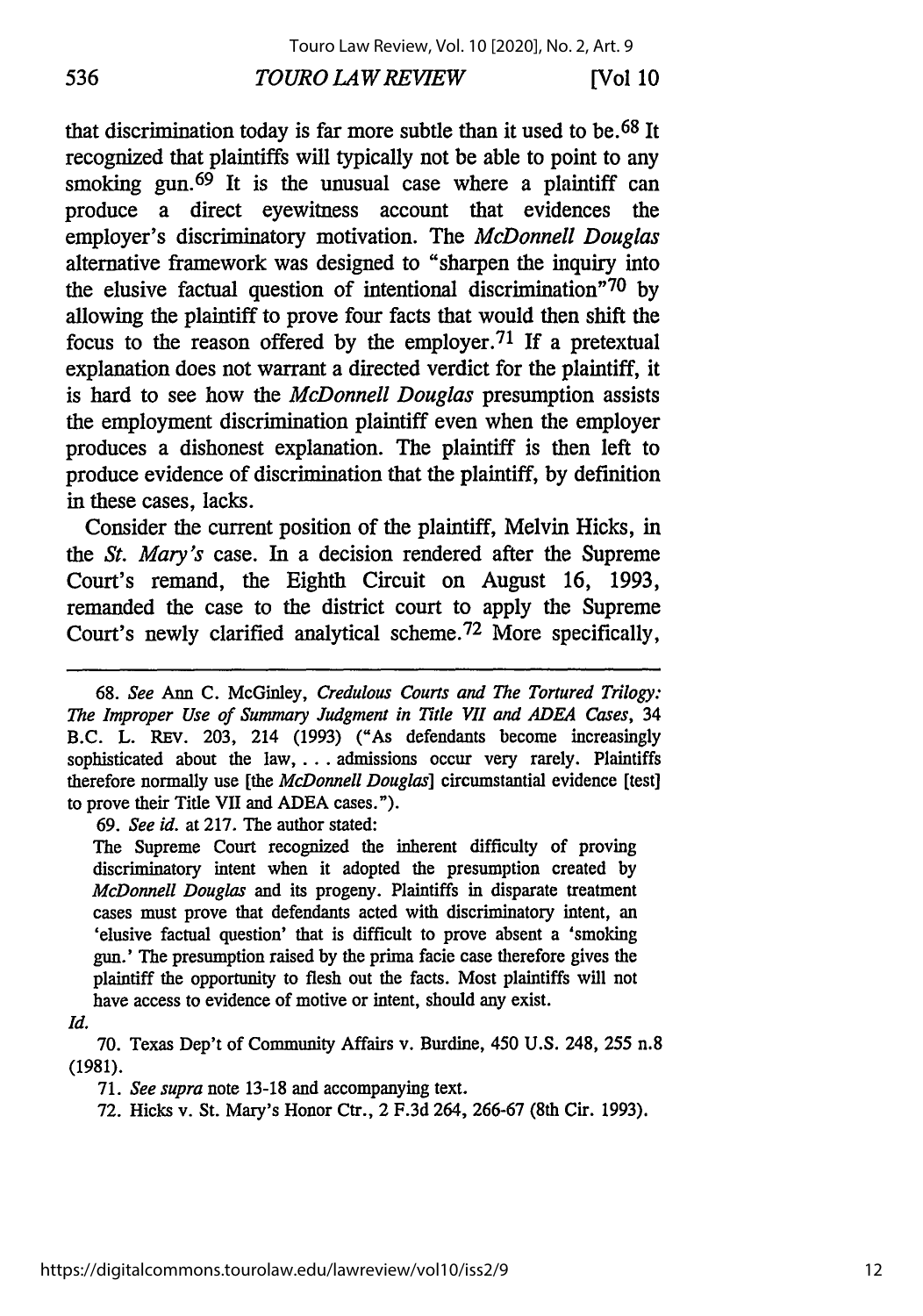that discrimination today is far more subtle than it used to be.[68] It recognized that plaintiffs will typically not be able to point to any smoking gun.[69] It is the unusual case where a plaintiff can produce a direct eyewitness account that evidences the employer's discriminatory motivation. The *McDonnell Douglas* alternative framework was designed to "sharpen the inquiry into the elusive factual question of intentional discrimination"[70] by allowing the plaintiff to prove four facts that would then shift the focus to the reason offered by the employer.[71] If a pretextual explanation does not warrant a directed verdict for the plaintiff, it is hard to see how the *McDonnell Douglas* presumption assists the employment discrimination plaintiff even when the employer produces a dishonest explanation. The plaintiff is then left to produce evidence of discrimination that the plaintiff, by definition in these cases, lacks.

Consider the current position of the plaintiff, Melvin Hicks, in the *St. Mary's* case. In a decision rendered after the Supreme Court's remand, the Eighth Circuit on August 16, 1993, remanded the case to the district court to apply the Supreme Court's newly clarified analytical scheme.[72] More specifically,

---

68. *See* Ann C. McGinley, *Credulous Courts and The Tortured Trilogy: The Improper Use of Summary Judgment in Title VII and ADEA Cases*, 34 B.C. L. REV. 203, 214 (1993) ("As defendants become increasingly sophisticated about the law, . . . admissions occur very rarely. Plaintiffs therefore normally use [the *McDonnell Douglas*] circumstantial evidence [test] to prove their Title VII and ADEA cases.").

69. *See id.* at 217. The author stated:

> The Supreme Court recognized the inherent difficulty of proving discriminatory intent when it adopted the presumption created by *McDonnell Douglas* and its progeny. Plaintiffs in disparate treatment cases must prove that defendants acted with discriminatory intent, an 'elusive factual question' that is difficult to prove absent a 'smoking gun.' The presumption raised by the prima facie case therefore gives the plaintiff the opportunity to flesh out the facts. Most plaintiffs will not have access to evidence of motive or intent, should any exist.

*Id.*

70. Texas Dep't of Community Affairs v. Burdine, 450 U.S. 248, 255 n.8 (1981).

71. *See supra* note 13-18 and accompanying text.

72. Hicks v. St. Mary's Honor Ctr., 2 F.3d 264, 266-67 (8th Cir. 1993).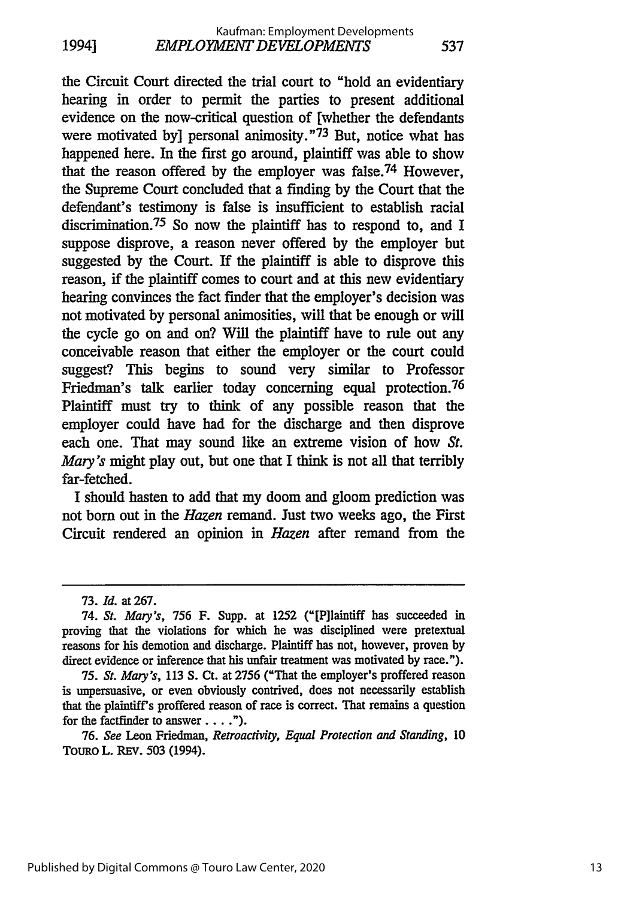the Circuit Court directed the trial court to "hold an evidentiary hearing in order to permit the parties to present additional evidence on the now-critical question of [whether the defendants were motivated by] personal animosity."[73] But, notice what has happened here. In the first go around, plaintiff was able to show that the reason offered by the employer was false.[74] However, the Supreme Court concluded that a finding by the Court that the defendant's testimony is false is insufficient to establish racial discrimination.[75] So now the plaintiff has to respond to, and I suppose disprove, a reason never offered by the employer but suggested by the Court. If the plaintiff is able to disprove this reason, if the plaintiff comes to court and at this new evidentiary hearing convinces the fact finder that the employer's decision was not motivated by personal animosities, will that be enough or will the cycle go on and on? Will the plaintiff have to rule out any conceivable reason that either the employer or the court could suggest? This begins to sound very similar to Professor Friedman's talk earlier today concerning equal protection.[76] Plaintiff must try to think of any possible reason that the employer could have had for the discharge and then disprove each one. That may sound like an extreme vision of how *St. Mary's* might play out, but one that I think is not all that terribly far-fetched.

I should hasten to add that my doom and gloom prediction was not born out in the *Hazen* remand. Just two weeks ago, the First Circuit rendered an opinion in *Hazen* after remand from the

---

73. *Id.* at 267.

74. *St. Mary's*, 756 F. Supp. at 1252 ("[P]laintiff has succeeded in proving that the violations for which he was disciplined were pretextual reasons for his demotion and discharge. Plaintiff has not, however, proven by direct evidence or inference that his unfair treatment was motivated by race.").

75. *St. Mary's*, 113 S. Ct. at 2756 ("That the employer's proffered reason is unpersuasive, or even obviously contrived, does not necessarily establish that the plaintiff's proffered reason of race is correct. That remains a question for the factfinder to answer . . . .").

76. *See* Leon Friedman, *Retroactivity, Equal Protection and Standing*, 10 TOURO L. REV. 503 (1994).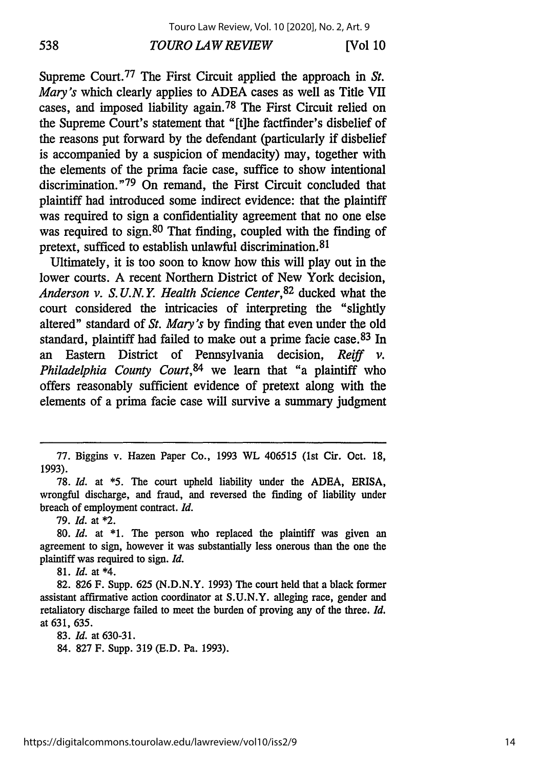Supreme Court.[77] The First Circuit applied the approach in *St. Mary's* which clearly applies to ADEA cases as well as Title VII cases, and imposed liability again.[78] The First Circuit relied on the Supreme Court's statement that "[t]he factfinder's disbelief of the reasons put forward by the defendant (particularly if disbelief is accompanied by a suspicion of mendacity) may, together with the elements of the prima facie case, suffice to show intentional discrimination."[79] On remand, the First Circuit concluded that plaintiff had introduced some indirect evidence: that the plaintiff was required to sign a confidentiality agreement that no one else was required to sign.[80] That finding, coupled with the finding of pretext, sufficed to establish unlawful discrimination.[81]

Ultimately, it is too soon to know how this will play out in the lower courts. A recent Northern District of New York decision, *Anderson v. S.U.N.Y. Health Science Center*,[82] ducked what the court considered the intricacies of interpreting the "slightly altered" standard of *St. Mary's* by finding that even under the old standard, plaintiff had failed to make out a prime facie case.[83] In an Eastern District of Pennsylvania decision, *Reiff v. Philadelphia County Court*,[84] we learn that "a plaintiff who offers reasonably sufficient evidence of pretext along with the elements of a prima facie case will survive a summary judgment

---

77. Biggins v. Hazen Paper Co., 1993 WL 406515 (1st Cir. Oct. 18, 1993).

78. *Id.* at \*5. The court upheld liability under the ADEA, ERISA, wrongful discharge, and fraud, and reversed the finding of liability under breach of employment contract. *Id.*

79. *Id.* at \*2.

80. *Id.* at \*1. The person who replaced the plaintiff was given an agreement to sign, however it was substantially less onerous than the one the plaintiff was required to sign. *Id.*

81. *Id.* at \*4.

82. 826 F. Supp. 625 (N.D.N.Y. 1993) The court held that a black former assistant affirmative action coordinator at S.U.N.Y. alleging race, gender and retaliatory discharge failed to meet the burden of proving any of the three. *Id.* at 631, 635.

83. *Id.* at 630-31.

84. 827 F. Supp. 319 (E.D. Pa. 1993).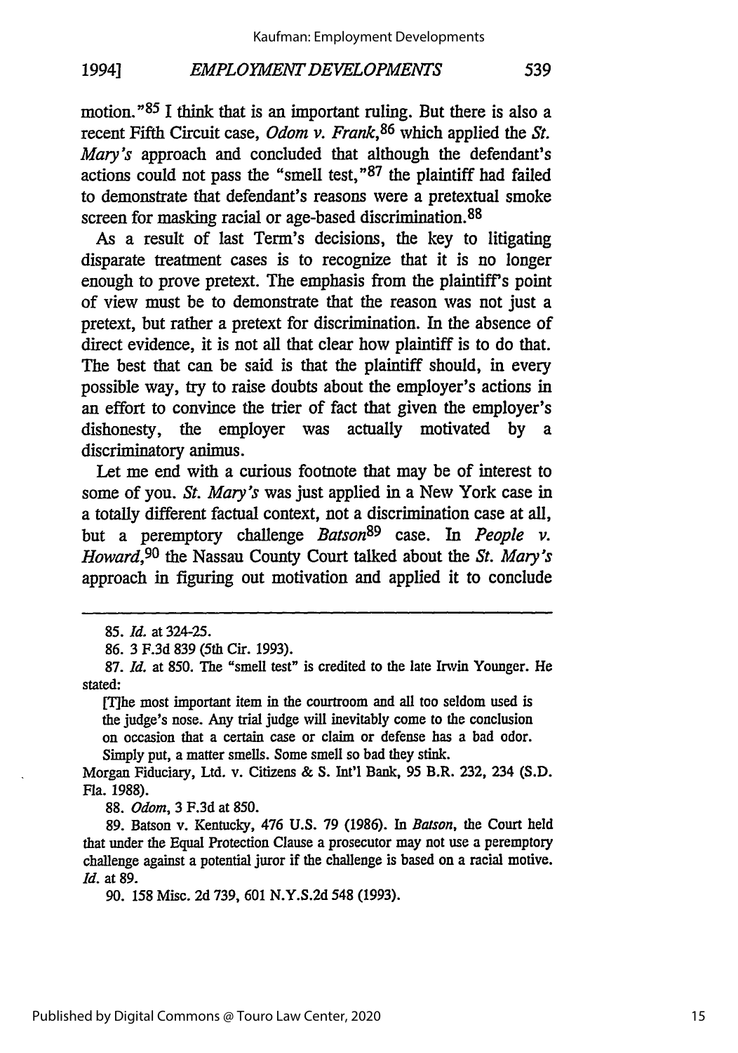motion."[85] I think that is an important ruling. But there is also a recent Fifth Circuit case, *Odom v. Frank*,[86] which applied the *St. Mary's* approach and concluded that although the defendant's actions could not pass the "smell test,"[87] the plaintiff had failed to demonstrate that defendant's reasons were a pretextual smoke screen for masking racial or age-based discrimination.[88]

As a result of last Term's decisions, the key to litigating disparate treatment cases is to recognize that it is no longer enough to prove pretext. The emphasis from the plaintiff's point of view must be to demonstrate that the reason was not just a pretext, but rather a pretext for discrimination. In the absence of direct evidence, it is not all that clear how plaintiff is to do that. The best that can be said is that the plaintiff should, in every possible way, try to raise doubts about the employer's actions in an effort to convince the trier of fact that given the employer's dishonesty, the employer was actually motivated by a discriminatory animus.

Let me end with a curious footnote that may be of interest to some of you. *St. Mary's* was just applied in a New York case in a totally different factual context, not a discrimination case at all, but a peremptory challenge *Batson*[89] case. In *People v. Howard*,[90] the Nassau County Court talked about the *St. Mary's* approach in figuring out motivation and applied it to conclude

---

85. *Id.* at 324-25.

86. 3 F.3d 839 (5th Cir. 1993).

87. *Id.* at 850. The "smell test" is credited to the late Irwin Younger. He stated:

> [T]he most important item in the courtroom and all too seldom used is the judge's nose. Any trial judge will inevitably come to the conclusion on occasion that a certain case or claim or defense has a bad odor. Simply put, a matter smells. Some smell so bad they stink.

Morgan Fiduciary, Ltd. v. Citizens & S. Int'l Bank, 95 B.R. 232, 234 (S.D. Fla. 1988).

88. *Odom*, 3 F.3d at 850.

89. Batson v. Kentucky, 476 U.S. 79 (1986). In *Batson*, the Court held that under the Equal Protection Clause a prosecutor may not use a peremptory challenge against a potential juror if the challenge is based on a racial motive. *Id.* at 89.

90. 158 Misc. 2d 739, 601 N.Y.S.2d 548 (1993).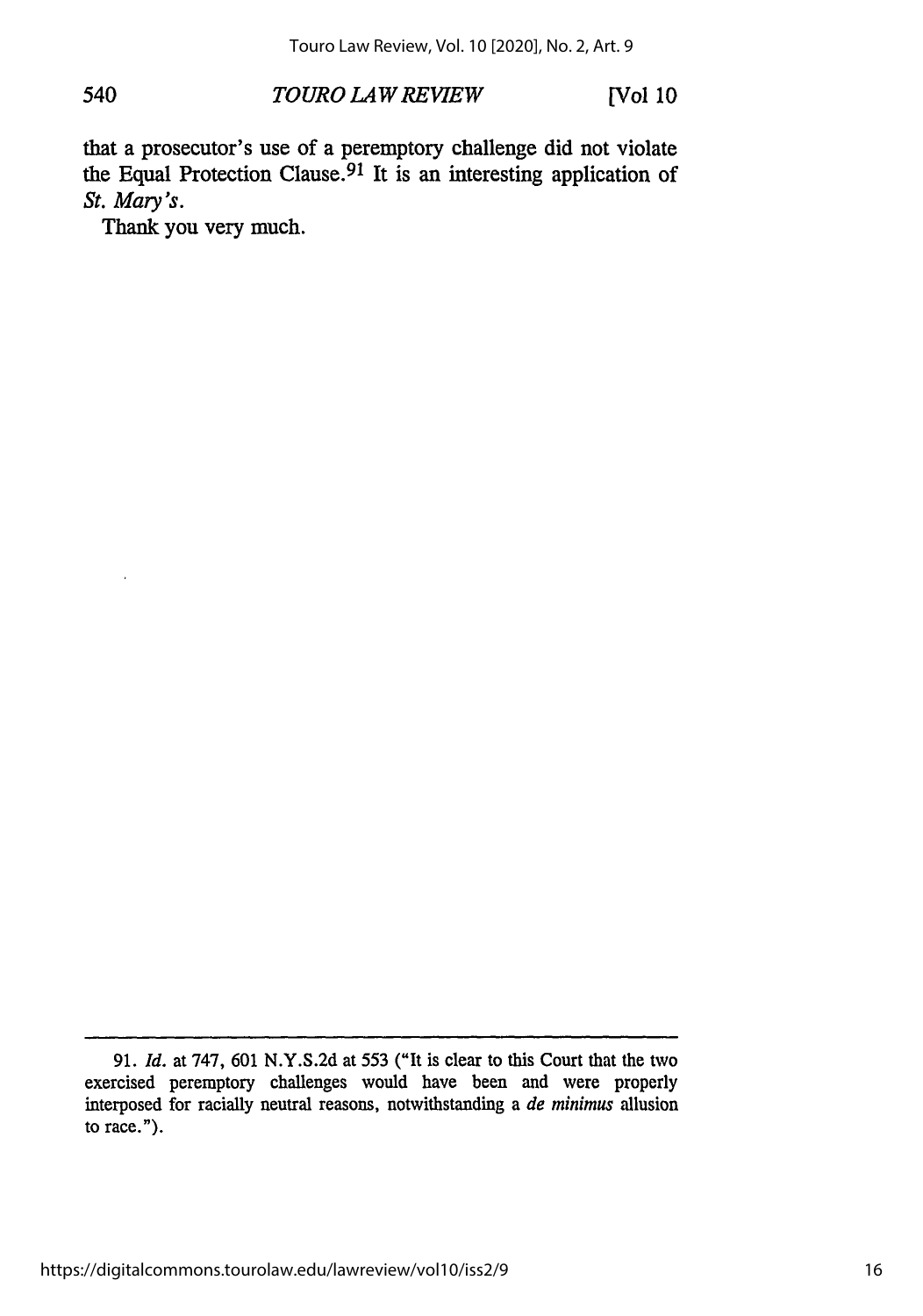that a prosecutor's use of a peremptory challenge did not violate the Equal Protection Clause.[91] It is an interesting application of *St. Mary's*.

Thank you very much.

---

91. *Id.* at 747, 601 N.Y.S.2d at 553 ("It is clear to this Court that the two exercised peremptory challenges would have been and were properly interposed for racially neutral reasons, notwithstanding a *de minimus* allusion to race.").